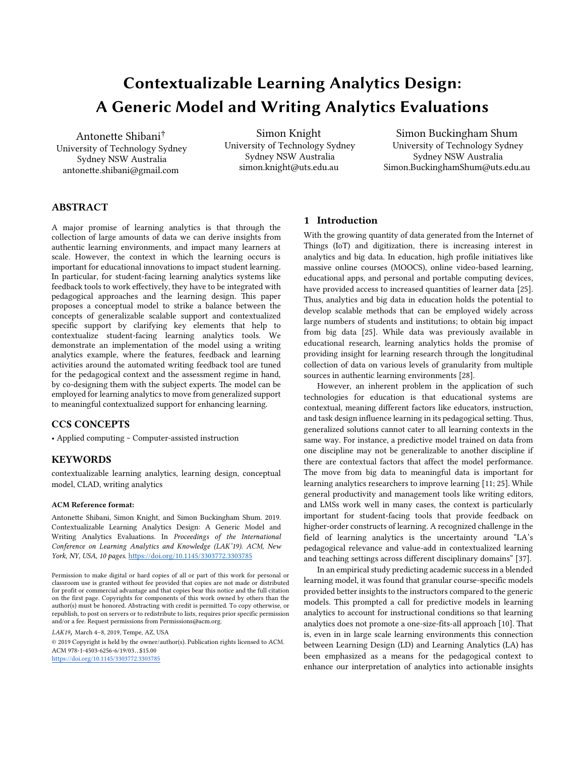# Contextualizable Learning Analytics Design: A Generic Model and Writing Analytics Evaluations

Antonette Shibani[†]
University of Technology Sydney
Sydney NSW Australia
antonette.shibani@gmail.com

Simon Knight
University of Technology Sydney
Sydney NSW Australia
simon.knight@uts.edu.au

Simon Buckingham Shum
University of Technology Sydney
Sydney NSW Australia
Simon.BuckinghamShum@uts.edu.au

## ABSTRACT

A major promise of learning analytics is that through the collection of large amounts of data we can derive insights from authentic learning environments, and impact many learners at scale. However, the context in which the learning occurs is important for educational innovations to impact student learning. In particular, for student-facing learning analytics systems like feedback tools to work effectively, they have to be integrated with pedagogical approaches and the learning design. This paper proposes a conceptual model to strike a balance between the concepts of generalizable scalable support and contextualized specific support by clarifying key elements that help to contextualize student-facing learning analytics tools. We demonstrate an implementation of the model using a writing analytics example, where the features, feedback and learning activities around the automated writing feedback tool are tuned for the pedagogical context and the assessment regime in hand, by co-designing them with the subject experts. The model can be employed for learning analytics to move from generalized support to meaningful contextualized support for enhancing learning.

## CCS CONCEPTS

• Applied computing ~ Computer-assisted instruction

## KEYWORDS

contextualizable learning analytics, learning design, conceptual model, CLAD, writing analytics

#### ACM Reference format:

Antonette Shibani, Simon Knight, and Simon Buckingham Shum. 2019. Contextualizable Learning Analytics Design: A Generic Model and Writing Analytics Evaluations. In *Proceedings of the International Conference on Learning Analytics and Knowledge (LAK'19). ACM, New York, NY, USA, 10 pages.* https://doi.org/10.1145/3303772.3303785

Permission to make digital or hard copies of all or part of this work for personal or classroom use is granted without fee provided that copies are not made or distributed for profit or commercial advantage and that copies bear this notice and the full citation on the first page. Copyrights for components of this work owned by others than the author(s) must be honored. Abstracting with credit is permitted. To copy otherwise, or republish, to post on servers or to redistribute to lists, requires prior specific permission and/or a fee. Request permissions from Permissions@acm.org.

*LAK19*, March 4–8, 2019, Tempe, AZ, USA

© 2019 Copyright is held by the owner/author(s). Publication rights licensed to ACM.
ACM 978-1-4503-6256-6/19/03…$15.00
https://doi.org/10.1145/3303772.3303785

## 1 Introduction

With the growing quantity of data generated from the Internet of Things (IoT) and digitization, there is increasing interest in analytics and big data. In education, high profile initiatives like massive online courses (MOOCS), online video-based learning, educational apps, and personal and portable computing devices, have provided access to increased quantities of learner data [25]. Thus, analytics and big data in education holds the potential to develop scalable methods that can be employed widely across large numbers of students and institutions; to obtain big impact from big data [25]. While data was previously available in educational research, learning analytics holds the promise of providing insight for learning research through the longitudinal collection of data on various levels of granularity from multiple sources in authentic learning environments [28].

However, an inherent problem in the application of such technologies for education is that educational systems are contextual, meaning different factors like educators, instruction, and task design influence learning in its pedagogical setting. Thus, generalized solutions cannot cater to all learning contexts in the same way. For instance, a predictive model trained on data from one discipline may not be generalizable to another discipline if there are contextual factors that affect the model performance. The move from big data to meaningful data is important for learning analytics researchers to improve learning [11; 25]. While general productivity and management tools like writing editors, and LMSs work well in many cases, the context is particularly important for student-facing tools that provide feedback on higher-order constructs of learning. A recognized challenge in the field of learning analytics is the uncertainty around "LA's pedagogical relevance and value-add in contextualized learning and teaching settings across different disciplinary domains" [37].

In an empirical study predicting academic success in a blended learning model, it was found that granular course-specific models provided better insights to the instructors compared to the generic models. This prompted a call for predictive models in learning analytics to account for instructional conditions so that learning analytics does not promote a one-size-fits-all approach [10]. That is, even in in large scale learning environments this connection between Learning Design (LD) and Learning Analytics (LA) has been emphasized as a means for the pedagogical context to enhance our interpretation of analytics into actionable insights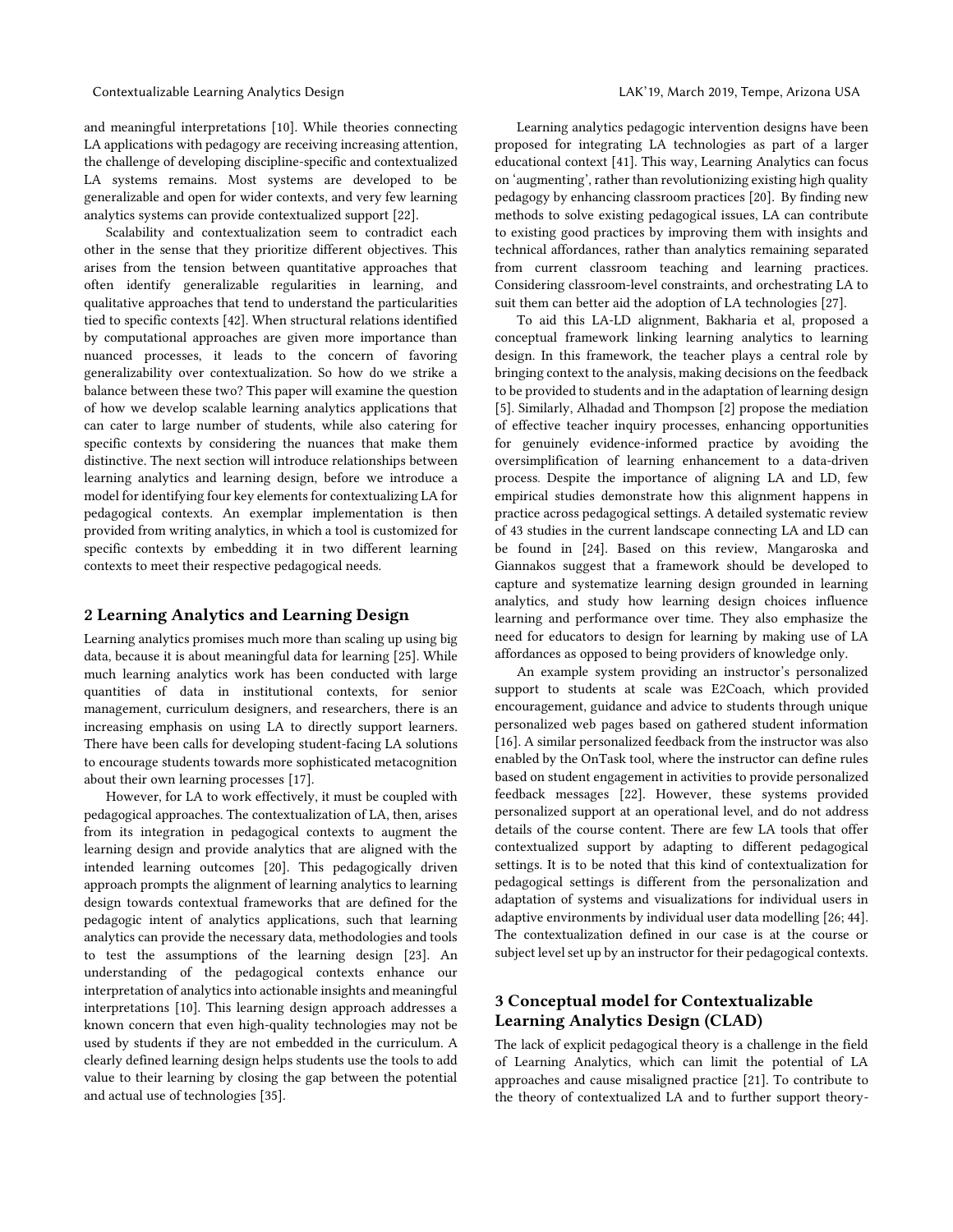and meaningful interpretations [10]. While theories connecting LA applications with pedagogy are receiving increasing attention, the challenge of developing discipline-specific and contextualized LA systems remains. Most systems are developed to be generalizable and open for wider contexts, and very few learning analytics systems can provide contextualized support [22].

Scalability and contextualization seem to contradict each other in the sense that they prioritize different objectives. This arises from the tension between quantitative approaches that often identify generalizable regularities in learning, and qualitative approaches that tend to understand the particularities tied to specific contexts [42]. When structural relations identified by computational approaches are given more importance than nuanced processes, it leads to the concern of favoring generalizability over contextualization. So how do we strike a balance between these two? This paper will examine the question of how we develop scalable learning analytics applications that can cater to large number of students, while also catering for specific contexts by considering the nuances that make them distinctive. The next section will introduce relationships between learning analytics and learning design, before we introduce a model for identifying four key elements for contextualizing LA for pedagogical contexts. An exemplar implementation is then provided from writing analytics, in which a tool is customized for specific contexts by embedding it in two different learning contexts to meet their respective pedagogical needs.

## 2 Learning Analytics and Learning Design

Learning analytics promises much more than scaling up using big data, because it is about meaningful data for learning [25]. While much learning analytics work has been conducted with large quantities of data in institutional contexts, for senior management, curriculum designers, and researchers, there is an increasing emphasis on using LA to directly support learners. There have been calls for developing student-facing LA solutions to encourage students towards more sophisticated metacognition about their own learning processes [17].

However, for LA to work effectively, it must be coupled with pedagogical approaches. The contextualization of LA, then, arises from its integration in pedagogical contexts to augment the learning design and provide analytics that are aligned with the intended learning outcomes [20]. This pedagogically driven approach prompts the alignment of learning analytics to learning design towards contextual frameworks that are defined for the pedagogic intent of analytics applications, such that learning analytics can provide the necessary data, methodologies and tools to test the assumptions of the learning design [23]. An understanding of the pedagogical contexts enhance our interpretation of analytics into actionable insights and meaningful interpretations [10]. This learning design approach addresses a known concern that even high-quality technologies may not be used by students if they are not embedded in the curriculum. A clearly defined learning design helps students use the tools to add value to their learning by closing the gap between the potential and actual use of technologies [35].

Learning analytics pedagogic intervention designs have been proposed for integrating LA technologies as part of a larger educational context [41]. This way, Learning Analytics can focus on 'augmenting', rather than revolutionizing existing high quality pedagogy by enhancing classroom practices [20]. By finding new methods to solve existing pedagogical issues, LA can contribute to existing good practices by improving them with insights and technical affordances, rather than analytics remaining separated from current classroom teaching and learning practices. Considering classroom-level constraints, and orchestrating LA to suit them can better aid the adoption of LA technologies [27].

To aid this LA-LD alignment, Bakharia et al, proposed a conceptual framework linking learning analytics to learning design. In this framework, the teacher plays a central role by bringing context to the analysis, making decisions on the feedback to be provided to students and in the adaptation of learning design [5]. Similarly, Alhadad and Thompson [2] propose the mediation of effective teacher inquiry processes, enhancing opportunities for genuinely evidence-informed practice by avoiding the oversimplification of learning enhancement to a data-driven process. Despite the importance of aligning LA and LD, few empirical studies demonstrate how this alignment happens in practice across pedagogical settings. A detailed systematic review of 43 studies in the current landscape connecting LA and LD can be found in [24]. Based on this review, Mangaroska and Giannakos suggest that a framework should be developed to capture and systematize learning design grounded in learning analytics, and study how learning design choices influence learning and performance over time. They also emphasize the need for educators to design for learning by making use of LA affordances as opposed to being providers of knowledge only.

An example system providing an instructor's personalized support to students at scale was E2Coach, which provided encouragement, guidance and advice to students through unique personalized web pages based on gathered student information [16]. A similar personalized feedback from the instructor was also enabled by the OnTask tool, where the instructor can define rules based on student engagement in activities to provide personalized feedback messages [22]. However, these systems provided personalized support at an operational level, and do not address details of the course content. There are few LA tools that offer contextualized support by adapting to different pedagogical settings. It is to be noted that this kind of contextualization for pedagogical settings is different from the personalization and adaptation of systems and visualizations for individual users in adaptive environments by individual user data modelling [26; 44]. The contextualization defined in our case is at the course or subject level set up by an instructor for their pedagogical contexts.

## 3 Conceptual model for Contextualizable Learning Analytics Design (CLAD)

The lack of explicit pedagogical theory is a challenge in the field of Learning Analytics, which can limit the potential of LA approaches and cause misaligned practice [21]. To contribute to the theory of contextualized LA and to further support theory-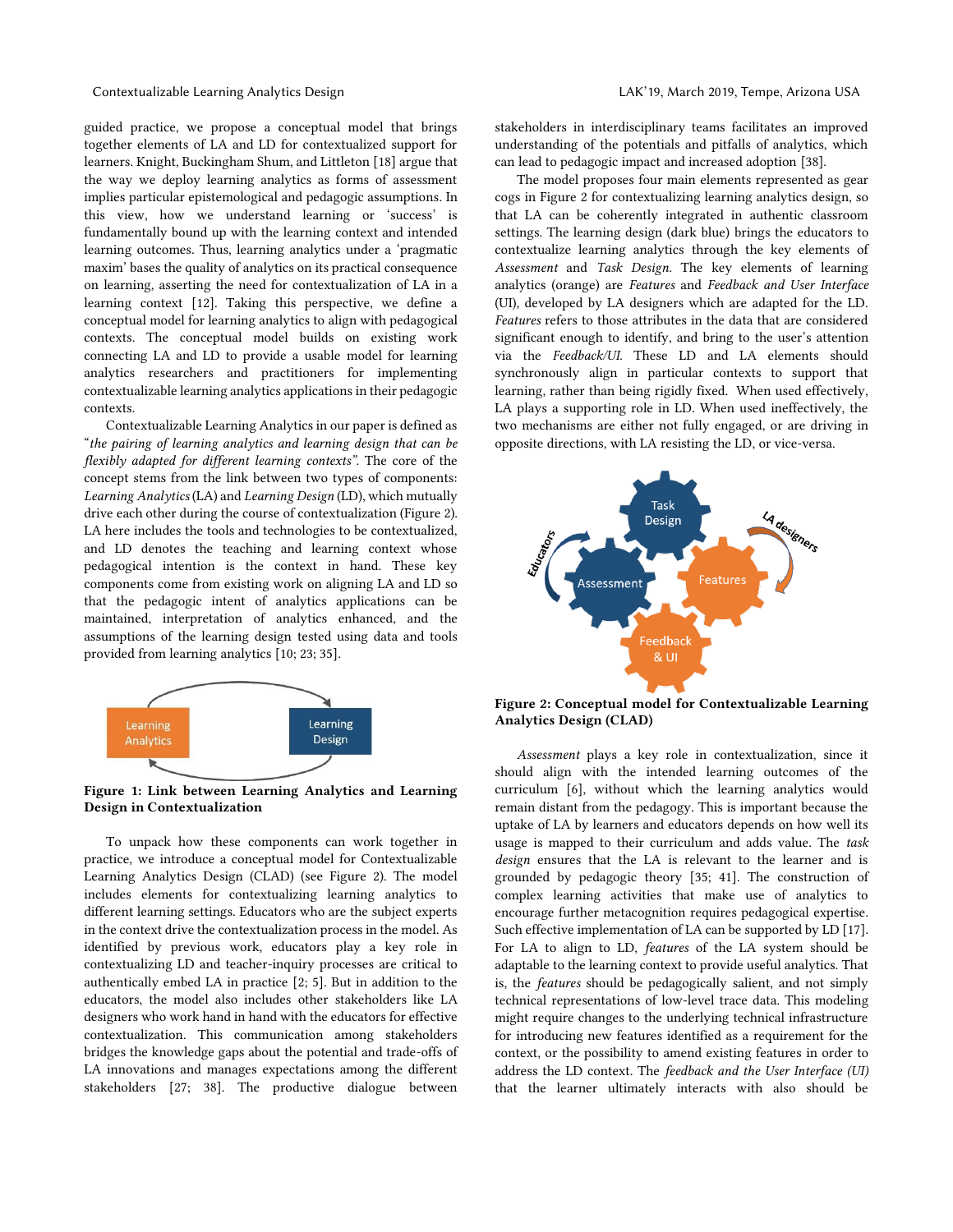guided practice, we propose a conceptual model that brings together elements of LA and LD for contextualized support for learners. Knight, Buckingham Shum, and Littleton [18] argue that the way we deploy learning analytics as forms of assessment implies particular epistemological and pedagogic assumptions. In this view, how we understand learning or 'success' is fundamentally bound up with the learning context and intended learning outcomes. Thus, learning analytics under a 'pragmatic maxim' bases the quality of analytics on its practical consequence on learning, asserting the need for contextualization of LA in a learning context [12]. Taking this perspective, we define a conceptual model for learning analytics to align with pedagogical contexts. The conceptual model builds on existing work connecting LA and LD to provide a usable model for learning analytics researchers and practitioners for implementing contextualizable learning analytics applications in their pedagogic contexts.

Contextualizable Learning Analytics in our paper is defined as "*the pairing of learning analytics and learning design that can be flexibly adapted for different learning contexts*". The core of the concept stems from the link between two types of components: *Learning Analytics* (LA) and *Learning Design* (LD), which mutually drive each other during the course of contextualization (Figure 2). LA here includes the tools and technologies to be contextualized, and LD denotes the teaching and learning context whose pedagogical intention is the context in hand. These key components come from existing work on aligning LA and LD so that the pedagogic intent of analytics applications can be maintained, interpretation of analytics enhanced, and the assumptions of the learning design tested using data and tools provided from learning analytics [10; 23; 35].

**Figure 1: Link between Learning Analytics and Learning Design in Contextualization**

To unpack how these components can work together in practice, we introduce a conceptual model for Contextualizable Learning Analytics Design (CLAD) (see Figure 2). The model includes elements for contextualizing learning analytics to different learning settings. Educators who are the subject experts in the context drive the contextualization process in the model. As identified by previous work, educators play a key role in contextualizing LD and teacher-inquiry processes are critical to authentically embed LA in practice [2; 5]. But in addition to the educators, the model also includes other stakeholders like LA designers who work hand in hand with the educators for effective contextualization. This communication among stakeholders bridges the knowledge gaps about the potential and trade-offs of LA innovations and manages expectations among the different stakeholders [27; 38]. The productive dialogue between stakeholders in interdisciplinary teams facilitates an improved understanding of the potentials and pitfalls of analytics, which can lead to pedagogic impact and increased adoption [38].

The model proposes four main elements represented as gear cogs in Figure 2 for contextualizing learning analytics design, so that LA can be coherently integrated in authentic classroom settings. The learning design (dark blue) brings the educators to contextualize learning analytics through the key elements of *Assessment* and *Task Design*. The key elements of learning analytics (orange) are *Features* and *Feedback and User Interface* (UI), developed by LA designers which are adapted for the LD. *Features* refers to those attributes in the data that are considered significant enough to identify, and bring to the user's attention via the *Feedback/UI.* These LD and LA elements should synchronously align in particular contexts to support that learning, rather than being rigidly fixed. When used effectively, LA plays a supporting role in LD. When used ineffectively, the two mechanisms are either not fully engaged, or are driving in opposite directions, with LA resisting the LD, or vice-versa.

**Figure 2: Conceptual model for Contextualizable Learning Analytics Design (CLAD)**

*Assessment* plays a key role in contextualization, since it should align with the intended learning outcomes of the curriculum [6], without which the learning analytics would remain distant from the pedagogy. This is important because the uptake of LA by learners and educators depends on how well its usage is mapped to their curriculum and adds value. The *task design* ensures that the LA is relevant to the learner and is grounded by pedagogic theory [35; 41]. The construction of complex learning activities that make use of analytics to encourage further metacognition requires pedagogical expertise. Such effective implementation of LA can be supported by LD [17]. For LA to align to LD, *features* of the LA system should be adaptable to the learning context to provide useful analytics. That is, the *features* should be pedagogically salient, and not simply technical representations of low-level trace data. This modeling might require changes to the underlying technical infrastructure for introducing new features identified as a requirement for the context, or the possibility to amend existing features in order to address the LD context. The *feedback and the User Interface (UI)* that the learner ultimately interacts with also should be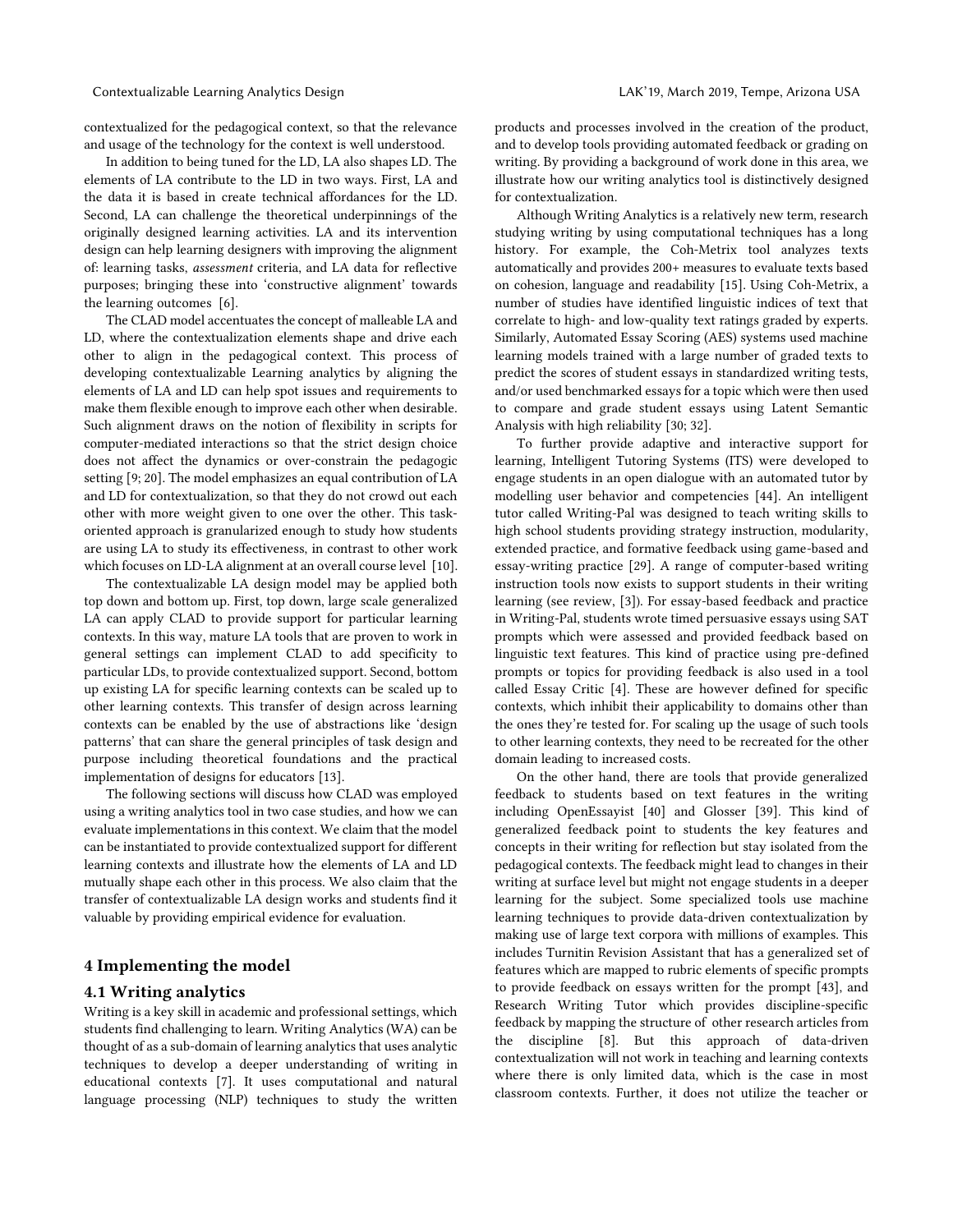contextualized for the pedagogical context, so that the relevance and usage of the technology for the context is well understood.

In addition to being tuned for the LD, LA also shapes LD. The elements of LA contribute to the LD in two ways. First, LA and the data it is based in create technical affordances for the LD. Second, LA can challenge the theoretical underpinnings of the originally designed learning activities. LA and its intervention design can help learning designers with improving the alignment of: learning tasks, *assessment* criteria, and LA data for reflective purposes; bringing these into 'constructive alignment' towards the learning outcomes [6].

The CLAD model accentuates the concept of malleable LA and LD, where the contextualization elements shape and drive each other to align in the pedagogical context. This process of developing contextualizable Learning analytics by aligning the elements of LA and LD can help spot issues and requirements to make them flexible enough to improve each other when desirable. Such alignment draws on the notion of flexibility in scripts for computer-mediated interactions so that the strict design choice does not affect the dynamics or over-constrain the pedagogic setting [9; 20]. The model emphasizes an equal contribution of LA and LD for contextualization, so that they do not crowd out each other with more weight given to one over the other. This task-oriented approach is granularized enough to study how students are using LA to study its effectiveness, in contrast to other work which focuses on LD-LA alignment at an overall course level [10].

The contextualizable LA design model may be applied both top down and bottom up. First, top down, large scale generalized LA can apply CLAD to provide support for particular learning contexts. In this way, mature LA tools that are proven to work in general settings can implement CLAD to add specificity to particular LDs, to provide contextualized support. Second, bottom up existing LA for specific learning contexts can be scaled up to other learning contexts. This transfer of design across learning contexts can be enabled by the use of abstractions like 'design patterns' that can share the general principles of task design and purpose including theoretical foundations and the practical implementation of designs for educators [13].

The following sections will discuss how CLAD was employed using a writing analytics tool in two case studies, and how we can evaluate implementations in this context. We claim that the model can be instantiated to provide contextualized support for different learning contexts and illustrate how the elements of LA and LD mutually shape each other in this process. We also claim that the transfer of contextualizable LA design works and students find it valuable by providing empirical evidence for evaluation.

## 4 Implementing the model

### 4.1 Writing analytics

Writing is a key skill in academic and professional settings, which students find challenging to learn. Writing Analytics (WA) can be thought of as a sub-domain of learning analytics that uses analytic techniques to develop a deeper understanding of writing in educational contexts [7]. It uses computational and natural language processing (NLP) techniques to study the written products and processes involved in the creation of the product, and to develop tools providing automated feedback or grading on writing. By providing a background of work done in this area, we illustrate how our writing analytics tool is distinctively designed for contextualization.

Although Writing Analytics is a relatively new term, research studying writing by using computational techniques has a long history. For example, the Coh-Metrix tool analyzes texts automatically and provides 200+ measures to evaluate texts based on cohesion, language and readability [15]. Using Coh-Metrix, a number of studies have identified linguistic indices of text that correlate to high- and low-quality text ratings graded by experts. Similarly, Automated Essay Scoring (AES) systems used machine learning models trained with a large number of graded texts to predict the scores of student essays in standardized writing tests, and/or used benchmarked essays for a topic which were then used to compare and grade student essays using Latent Semantic Analysis with high reliability [30; 32].

To further provide adaptive and interactive support for learning, Intelligent Tutoring Systems (ITS) were developed to engage students in an open dialogue with an automated tutor by modelling user behavior and competencies [44]. An intelligent tutor called Writing-Pal was designed to teach writing skills to high school students providing strategy instruction, modularity, extended practice, and formative feedback using game-based and essay-writing practice [29]. A range of computer-based writing instruction tools now exists to support students in their writing learning (see review, [3]). For essay-based feedback and practice in Writing-Pal, students wrote timed persuasive essays using SAT prompts which were assessed and provided feedback based on linguistic text features. This kind of practice using pre-defined prompts or topics for providing feedback is also used in a tool called Essay Critic [4]. These are however defined for specific contexts, which inhibit their applicability to domains other than the ones they're tested for. For scaling up the usage of such tools to other learning contexts, they need to be recreated for the other domain leading to increased costs.

On the other hand, there are tools that provide generalized feedback to students based on text features in the writing including OpenEssayist [40] and Glosser [39]. This kind of generalized feedback point to students the key features and concepts in their writing for reflection but stay isolated from the pedagogical contexts. The feedback might lead to changes in their writing at surface level but might not engage students in a deeper learning for the subject. Some specialized tools use machine learning techniques to provide data-driven contextualization by making use of large text corpora with millions of examples. This includes Turnitin Revision Assistant that has a generalized set of features which are mapped to rubric elements of specific prompts to provide feedback on essays written for the prompt [43], and Research Writing Tutor which provides discipline-specific feedback by mapping the structure of other research articles from the discipline [8]. But this approach of data-driven contextualization will not work in teaching and learning contexts where there is only limited data, which is the case in most classroom contexts. Further, it does not utilize the teacher or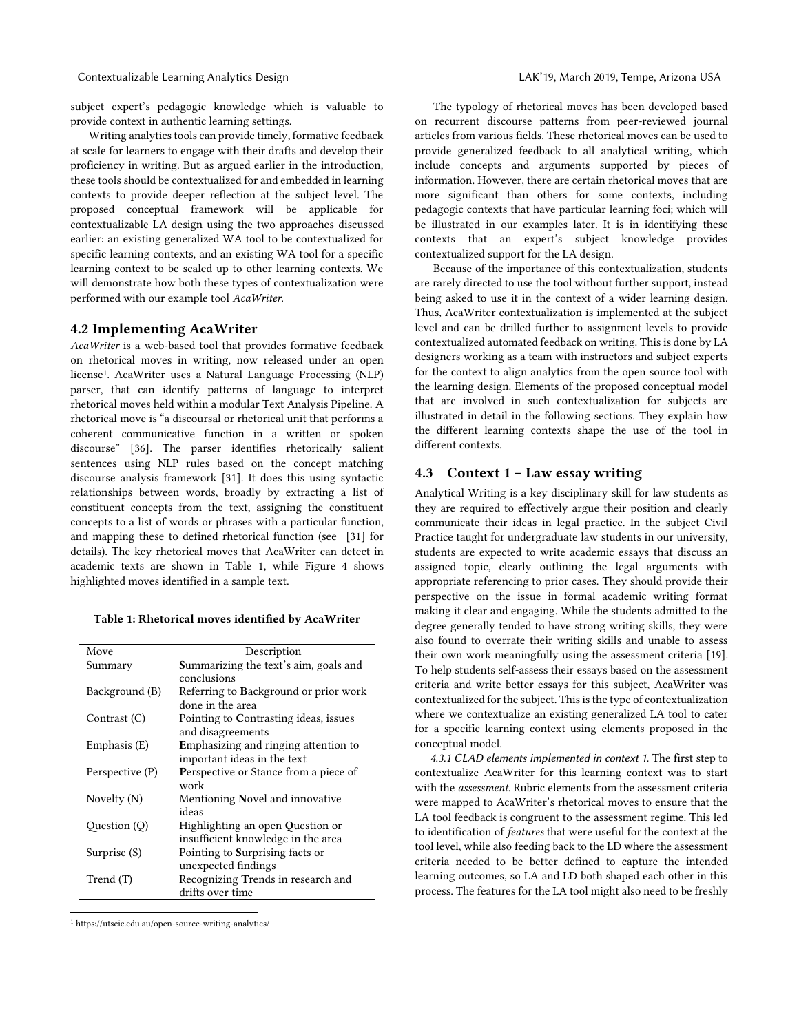subject expert's pedagogic knowledge which is valuable to provide context in authentic learning settings.

Writing analytics tools can provide timely, formative feedback at scale for learners to engage with their drafts and develop their proficiency in writing. But as argued earlier in the introduction, these tools should be contextualized for and embedded in learning contexts to provide deeper reflection at the subject level. The proposed conceptual framework will be applicable for contextualizable LA design using the two approaches discussed earlier: an existing generalized WA tool to be contextualized for specific learning contexts, and an existing WA tool for a specific learning context to be scaled up to other learning contexts. We will demonstrate how both these types of contextualization were performed with our example tool *AcaWriter*.

## 4.2 Implementing AcaWriter

*AcaWriter* is a web-based tool that provides formative feedback on rhetorical moves in writing, now released under an open license[1]. AcaWriter uses a Natural Language Processing (NLP) parser, that can identify patterns of language to interpret rhetorical moves held within a modular Text Analysis Pipeline. A rhetorical move is "a discoursal or rhetorical unit that performs a coherent communicative function in a written or spoken discourse" [36]. The parser identifies rhetorically salient sentences using NLP rules based on the concept matching discourse analysis framework [31]. It does this using syntactic relationships between words, broadly by extracting a list of constituent concepts from the text, assigning the constituent concepts to a list of words or phrases with a particular function, and mapping these to defined rhetorical function (see [31] for details). The key rhetorical moves that AcaWriter can detect in academic texts are shown in Table 1, while Figure 4 shows highlighted moves identified in a sample text.

**Table 1: Rhetorical moves identified by AcaWriter**

| Move | Description |
|---|---|
| Summary | **S**ummarizing the text's aim, goals and conclusions |
| Background (B) | Referring to **B**ackground or prior work done in the area |
| Contrast (C) | Pointing to **C**ontrasting ideas, issues and disagreements |
| Emphasis (E) | **E**mphasizing and ringing attention to important ideas in the text |
| Perspective (P) | **P**erspective or Stance from a piece of work |
| Novelty (N) | Mentioning **N**ovel and innovative ideas |
| Question (Q) | Highlighting an open **Q**uestion or insufficient knowledge in the area |
| Surprise (S) | Pointing to **S**urprising facts or unexpected findings |
| Trend (T) | Recognizing **T**rends in research and drifts over time |

[1] https://utscic.edu.au/open-source-writing-analytics/

The typology of rhetorical moves has been developed based on recurrent discourse patterns from peer-reviewed journal articles from various fields. These rhetorical moves can be used to provide generalized feedback to all analytical writing, which include concepts and arguments supported by pieces of information. However, there are certain rhetorical moves that are more significant than others for some contexts, including pedagogic contexts that have particular learning foci; which will be illustrated in our examples later. It is in identifying these contexts that an expert's subject knowledge provides contextualized support for the LA design.

Because of the importance of this contextualization, students are rarely directed to use the tool without further support, instead being asked to use it in the context of a wider learning design. Thus, AcaWriter contextualization is implemented at the subject level and can be drilled further to assignment levels to provide contextualized automated feedback on writing. This is done by LA designers working as a team with instructors and subject experts for the context to align analytics from the open source tool with the learning design. Elements of the proposed conceptual model that are involved in such contextualization for subjects are illustrated in detail in the following sections. They explain how the different learning contexts shape the use of the tool in different contexts.

## 4.3 Context 1 – Law essay writing

Analytical Writing is a key disciplinary skill for law students as they are required to effectively argue their position and clearly communicate their ideas in legal practice. In the subject Civil Practice taught for undergraduate law students in our university, students are expected to write academic essays that discuss an assigned topic, clearly outlining the legal arguments with appropriate referencing to prior cases. They should provide their perspective on the issue in formal academic writing format making it clear and engaging. While the students admitted to the degree generally tended to have strong writing skills, they were also found to overrate their writing skills and unable to assess their own work meaningfully using the assessment criteria [19]. To help students self-assess their essays based on the assessment criteria and write better essays for this subject, AcaWriter was contextualized for the subject. This is the type of contextualization where we contextualize an existing generalized LA tool to cater for a specific learning context using elements proposed in the conceptual model.

*4.3.1 CLAD elements implemented in context 1.* The first step to contextualize AcaWriter for this learning context was to start with the *assessment*. Rubric elements from the assessment criteria were mapped to AcaWriter's rhetorical moves to ensure that the LA tool feedback is congruent to the assessment regime. This led to identification of *features* that were useful for the context at the tool level, while also feeding back to the LD where the assessment criteria needed to be better defined to capture the intended learning outcomes, so LA and LD both shaped each other in this process. The features for the LA tool might also need to be freshly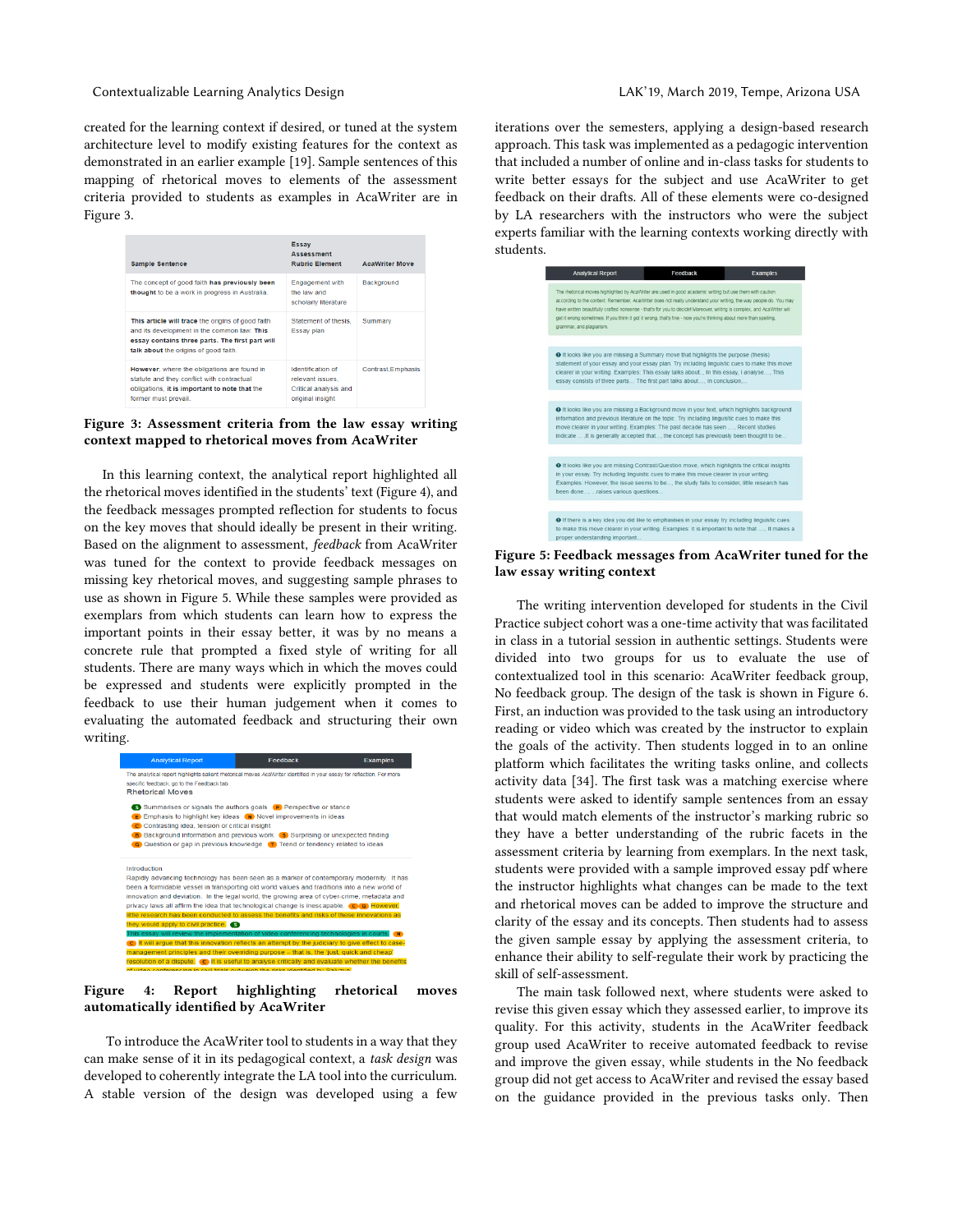created for the learning context if desired, or tuned at the system architecture level to modify existing features for the context as demonstrated in an earlier example [19]. Sample sentences of this mapping of rhetorical moves to elements of the assessment criteria provided to students as examples in AcaWriter are in Figure 3.

| Sample Sentence | Essay Assessment Rubric Element | AcaWriter Move |
|---|---|---|
| The concept of good faith **has previously been thought** to be a work in progress in Australia. | Engagement with the law and scholarly literature | Background |
| **This article will trace** the origins of good faith and its development in the common law. **This essay contains three parts. The first part will talk about** the origins of good faith. | Statement of thesis, Essay plan | Summary |
| **However**, where the obligations are found in statute and they conflict with contractual obligations, **it is important to note that** the former must prevail. | Identification of relevant issues, Critical analysis and original insight | Contrast,Emphasis |

**Figure 3: Assessment criteria from the law essay writing context mapped to rhetorical moves from AcaWriter**

In this learning context, the analytical report highlighted all the rhetorical moves identified in the students' text (Figure 4), and the feedback messages prompted reflection for students to focus on the key moves that should ideally be present in their writing. Based on the alignment to assessment, *feedback* from AcaWriter was tuned for the context to provide feedback messages on missing key rhetorical moves, and suggesting sample phrases to use as shown in Figure 5. While these samples were provided as exemplars from which students can learn how to express the important points in their essay better, it was by no means a concrete rule that prompted a fixed style of writing for all students. There are many ways which in which the moves could be expressed and students were explicitly prompted in the feedback to use their human judgement when it comes to evaluating the automated feedback and structuring their own writing.

**Figure 4: Report highlighting rhetorical moves automatically identified by AcaWriter**

To introduce the AcaWriter tool to students in a way that they can make sense of it in its pedagogical context, a *task design* was developed to coherently integrate the LA tool into the curriculum. A stable version of the design was developed using a few iterations over the semesters, applying a design-based research approach. This task was implemented as a pedagogic intervention that included a number of online and in-class tasks for students to write better essays for the subject and use AcaWriter to get feedback on their drafts. All of these elements were co-designed by LA researchers with the instructors who were the subject experts familiar with the learning contexts working directly with students.

**Figure 5: Feedback messages from AcaWriter tuned for the law essay writing context**

The writing intervention developed for students in the Civil Practice subject cohort was a one-time activity that was facilitated in class in a tutorial session in authentic settings. Students were divided into two groups for us to evaluate the use of contextualized tool in this scenario: AcaWriter feedback group, No feedback group. The design of the task is shown in Figure 6. First, an induction was provided to the task using an introductory reading or video which was created by the instructor to explain the goals of the activity. Then students logged in to an online platform which facilitates the writing tasks online, and collects activity data [34]. The first task was a matching exercise where students were asked to identify sample sentences from an essay that would match elements of the instructor's marking rubric so they have a better understanding of the rubric facets in the assessment criteria by learning from exemplars. In the next task, students were provided with a sample improved essay pdf where the instructor highlights what changes can be made to the text and rhetorical moves can be added to improve the structure and clarity of the essay and its concepts. Then students had to assess the given sample essay by applying the assessment criteria, to enhance their ability to self-regulate their work by practicing the skill of self-assessment.

The main task followed next, where students were asked to revise this given essay which they assessed earlier, to improve its quality. For this activity, students in the AcaWriter feedback group used AcaWriter to receive automated feedback to revise and improve the given essay, while students in the No feedback group did not get access to AcaWriter and revised the essay based on the guidance provided in the previous tasks only. Then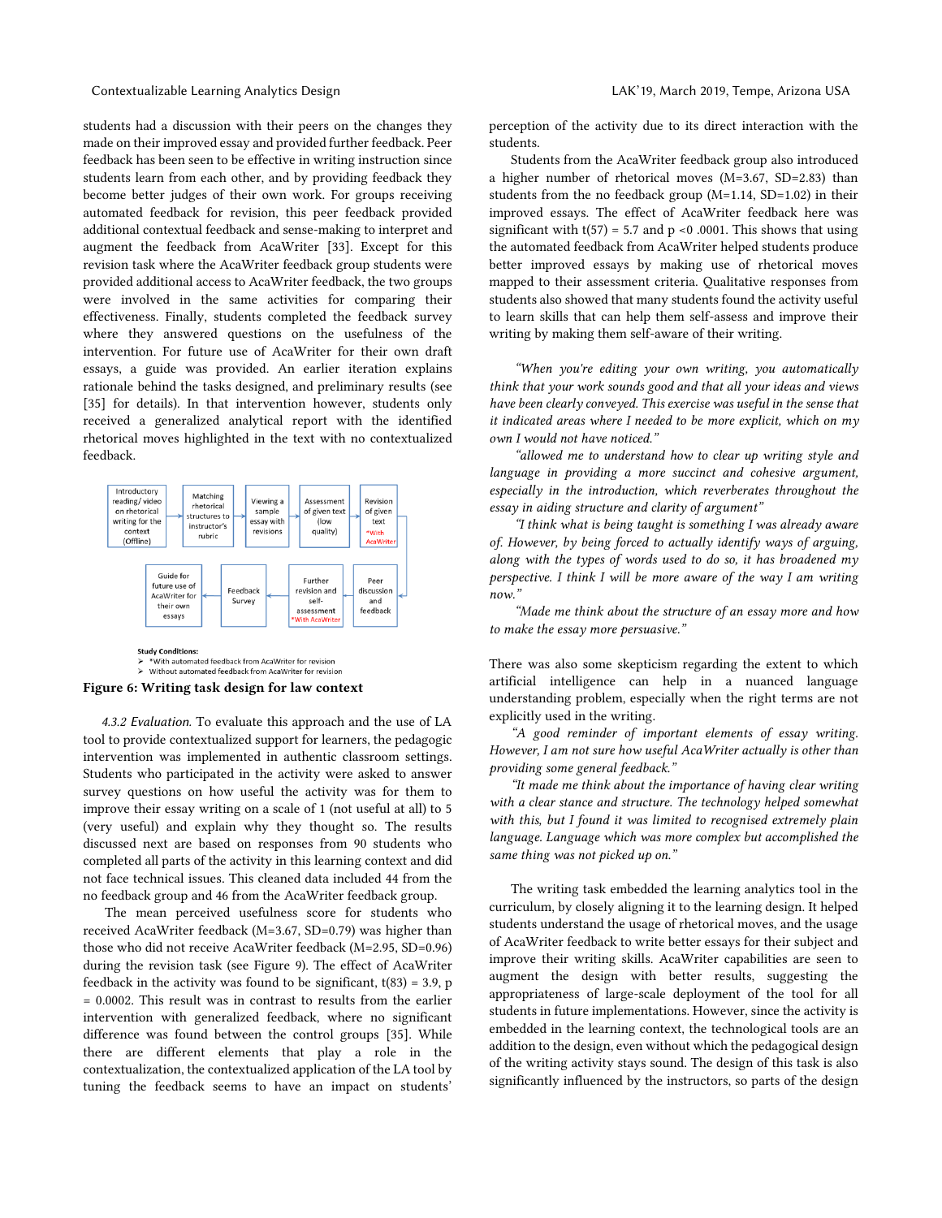students had a discussion with their peers on the changes they made on their improved essay and provided further feedback. Peer feedback has been seen to be effective in writing instruction since students learn from each other, and by providing feedback they become better judges of their own work. For groups receiving automated feedback for revision, this peer feedback provided additional contextual feedback and sense-making to interpret and augment the feedback from AcaWriter [33]. Except for this revision task where the AcaWriter feedback group students were provided additional access to AcaWriter feedback, the two groups were involved in the same activities for comparing their effectiveness. Finally, students completed the feedback survey where they answered questions on the usefulness of the intervention. For future use of AcaWriter for their own draft essays, a guide was provided. An earlier iteration explains rationale behind the tasks designed, and preliminary results (see [35] for details). In that intervention however, students only received a generalized analytical report with the identified rhetorical moves highlighted in the text with no contextualized feedback.

Introductory reading/ video on rhetorical writing for the context (Offline) → Matching rhetorical structures to instructor's rubric → Viewing a sample essay with revisions → Assessment of given text (low quality) → Revision of given text *With AcaWriter → Peer discussion and feedback → Further revision and self-assessment *With AcaWriter → Feedback Survey → Guide for future use of AcaWriter for their own essays

Study Conditions:
- *With automated feedback from AcaWriter for revision
- Without automated feedback from AcaWriter for revision

**Figure 6: Writing task design for law context**

*4.3.2 Evaluation.* To evaluate this approach and the use of LA tool to provide contextualized support for learners, the pedagogic intervention was implemented in authentic classroom settings. Students who participated in the activity were asked to answer survey questions on how useful the activity was for them to improve their essay writing on a scale of 1 (not useful at all) to 5 (very useful) and explain why they thought so. The results discussed next are based on responses from 90 students who completed all parts of the activity in this learning context and did not face technical issues. This cleaned data included 44 from the no feedback group and 46 from the AcaWriter feedback group.

The mean perceived usefulness score for students who received AcaWriter feedback (M=3.67, SD=0.79) was higher than those who did not receive AcaWriter feedback (M=2.95, SD=0.96) during the revision task (see Figure 9). The effect of AcaWriter feedback in the activity was found to be significant, $t(83) = 3.9$, $p = 0.0002$. This result was in contrast to results from the earlier intervention with generalized feedback, where no significant difference was found between the control groups [35]. While there are different elements that play a role in the contextualization, the contextualized application of the LA tool by tuning the feedback seems to have an impact on students' perception of the activity due to its direct interaction with the students.

Students from the AcaWriter feedback group also introduced a higher number of rhetorical moves (M=3.67, SD=2.83) than students from the no feedback group (M=1.14, SD=1.02) in their improved essays. The effect of AcaWriter feedback here was significant with $t(57) = 5.7$ and $p < 0 .0001$. This shows that using the automated feedback from AcaWriter helped students produce better improved essays by making use of rhetorical moves mapped to their assessment criteria. Qualitative responses from students also showed that many students found the activity useful to learn skills that can help them self-assess and improve their writing by making them self-aware of their writing.

*"When you're editing your own writing, you automatically think that your work sounds good and that all your ideas and views have been clearly conveyed. This exercise was useful in the sense that it indicated areas where I needed to be more explicit, which on my own I would not have noticed."*

*"allowed me to understand how to clear up writing style and language in providing a more succinct and cohesive argument, especially in the introduction, which reverberates throughout the essay in aiding structure and clarity of argument"*

*"I think what is being taught is something I was already aware of. However, by being forced to actually identify ways of arguing, along with the types of words used to do so, it has broadened my perspective. I think I will be more aware of the way I am writing now."*

*"Made me think about the structure of an essay more and how to make the essay more persuasive."*

There was also some skepticism regarding the extent to which artificial intelligence can help in a nuanced language understanding problem, especially when the right terms are not explicitly used in the writing.

*"A good reminder of important elements of essay writing. However, I am not sure how useful AcaWriter actually is other than providing some general feedback."*

*"It made me think about the importance of having clear writing with a clear stance and structure. The technology helped somewhat with this, but I found it was limited to recognised extremely plain language. Language which was more complex but accomplished the same thing was not picked up on."*

The writing task embedded the learning analytics tool in the curriculum, by closely aligning it to the learning design. It helped students understand the usage of rhetorical moves, and the usage of AcaWriter feedback to write better essays for their subject and improve their writing skills. AcaWriter capabilities are seen to augment the design with better results, suggesting the appropriateness of large-scale deployment of the tool for all students in future implementations. However, since the activity is embedded in the learning context, the technological tools are an addition to the design, even without which the pedagogical design of the writing activity stays sound. The design of this task is also significantly influenced by the instructors, so parts of the design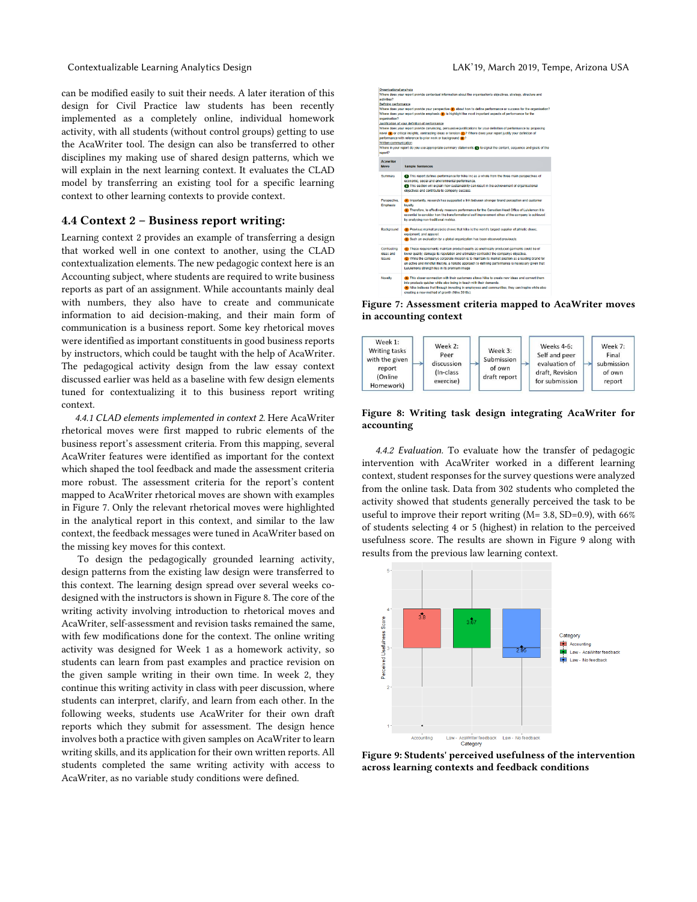can be modified easily to suit their needs. A later iteration of this design for Civil Practice law students has been recently implemented as a completely online, individual homework activity, with all students (without control groups) getting to use the AcaWriter tool. The design can also be transferred to other disciplines my making use of shared design patterns, which we will explain in the next learning context. It evaluates the CLAD model by transferring an existing tool for a specific learning context to other learning contexts to provide context.

### 4.4 Context 2 – Business report writing:

Learning context 2 provides an example of transferring a design that worked well in one context to another, using the CLAD contextualization elements. The new pedagogic context here is an Accounting subject, where students are required to write business reports as part of an assignment. While accountants mainly deal with numbers, they also have to create and communicate information to aid decision-making, and their main form of communication is a business report. Some key rhetorical moves were identified as important constituents in good business reports by instructors, which could be taught with the help of AcaWriter. The pedagogical activity design from the law essay context discussed earlier was held as a baseline with few design elements tuned for contextualizing it to this business report writing context.

*4.4.1 CLAD elements implemented in context 2.* Here AcaWriter rhetorical moves were first mapped to rubric elements of the business report's assessment criteria. From this mapping, several AcaWriter features were identified as important for the context which shaped the tool feedback and made the assessment criteria more robust. The assessment criteria for the report's content mapped to AcaWriter rhetorical moves are shown with examples in Figure 7. Only the relevant rhetorical moves were highlighted in the analytical report in this context, and similar to the law context, the feedback messages were tuned in AcaWriter based on the missing key moves for this context.

To design the pedagogically grounded learning activity, design patterns from the existing law design were transferred to this context. The learning design spread over several weeks co-designed with the instructors is shown in Figure 8. The core of the writing activity involving introduction to rhetorical moves and AcaWriter, self-assessment and revision tasks remained the same, with few modifications done for the context. The online writing activity was designed for Week 1 as a homework activity, so students can learn from past examples and practice revision on the given sample writing in their own time. In week 2, they continue this writing activity in class with peer discussion, where students can interpret, clarify, and learn from each other. In the following weeks, students use AcaWriter for their own draft reports which they submit for assessment. The design hence involves both a practice with given samples on AcaWriter to learn writing skills, and its application for their own written reports. All students completed the same writing activity with access to AcaWriter, as no variable study conditions were defined.

**Figure 7: Assessment criteria mapped to AcaWriter moves in accounting context**

**Figure 8: Writing task design integrating AcaWriter for accounting**

*4.4.2 Evaluation.* To evaluate how the transfer of pedagogic intervention with AcaWriter worked in a different learning context, student responses for the survey questions were analyzed from the online task. Data from 302 students who completed the activity showed that students generally perceived the task to be useful to improve their report writing (M= 3.8, SD=0.9), with 66% of students selecting 4 or 5 (highest) in relation to the perceived usefulness score. The results are shown in Figure 9 along with results from the previous law learning context.

**Figure 9: Students' perceived usefulness of the intervention across learning contexts and feedback conditions**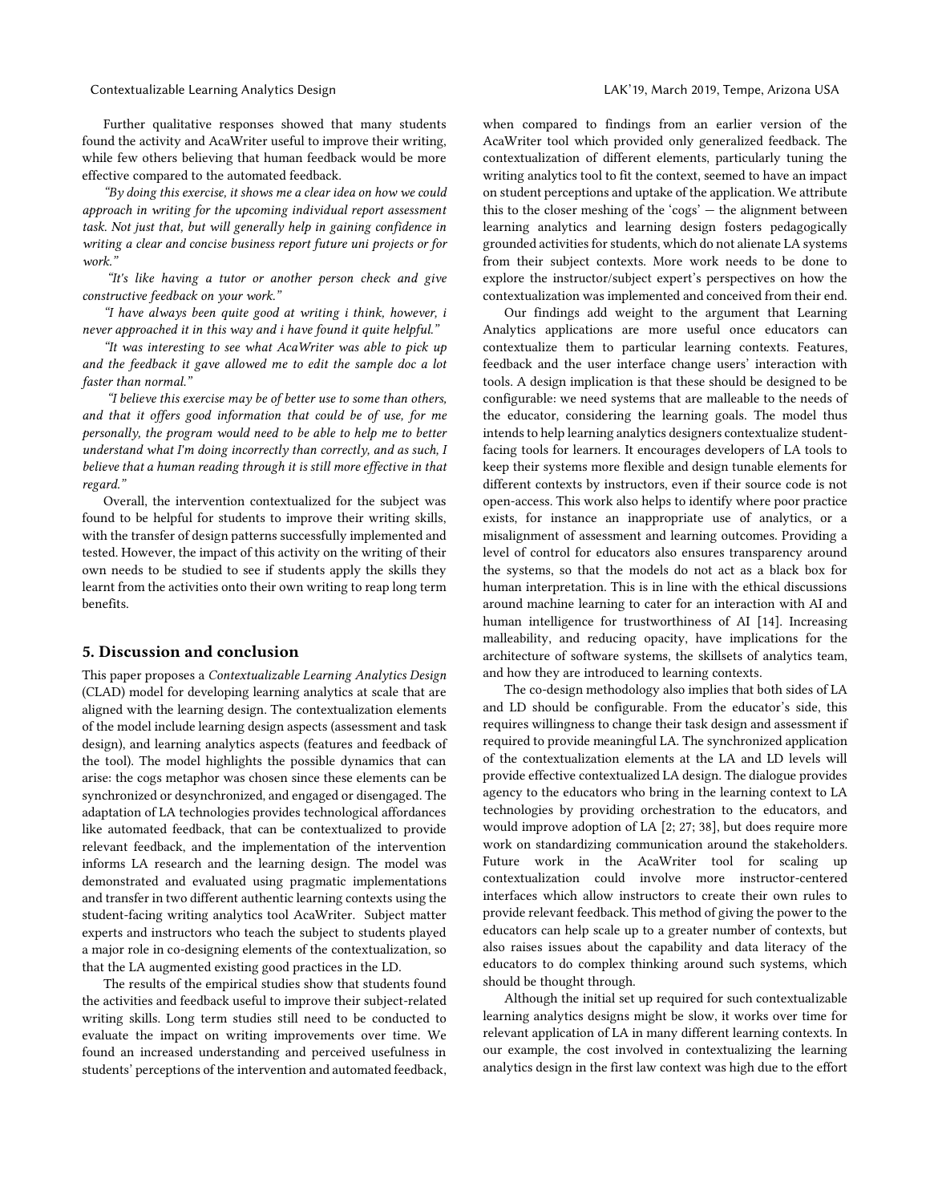Further qualitative responses showed that many students found the activity and AcaWriter useful to improve their writing, while few others believing that human feedback would be more effective compared to the automated feedback.

*"By doing this exercise, it shows me a clear idea on how we could approach in writing for the upcoming individual report assessment task. Not just that, but will generally help in gaining confidence in writing a clear and concise business report future uni projects or for work."*

*"It's like having a tutor or another person check and give constructive feedback on your work."*

*"I have always been quite good at writing i think, however, i never approached it in this way and i have found it quite helpful."*

*"It was interesting to see what AcaWriter was able to pick up and the feedback it gave allowed me to edit the sample doc a lot faster than normal."*

*"I believe this exercise may be of better use to some than others, and that it offers good information that could be of use, for me personally, the program would need to be able to help me to better understand what I'm doing incorrectly than correctly, and as such, I believe that a human reading through it is still more effective in that regard."*

Overall, the intervention contextualized for the subject was found to be helpful for students to improve their writing skills, with the transfer of design patterns successfully implemented and tested. However, the impact of this activity on the writing of their own needs to be studied to see if students apply the skills they learnt from the activities onto their own writing to reap long term benefits.

## 5. Discussion and conclusion

This paper proposes a *Contextualizable Learning Analytics Design* (CLAD) model for developing learning analytics at scale that are aligned with the learning design. The contextualization elements of the model include learning design aspects (assessment and task design), and learning analytics aspects (features and feedback of the tool). The model highlights the possible dynamics that can arise: the cogs metaphor was chosen since these elements can be synchronized or desynchronized, and engaged or disengaged. The adaptation of LA technologies provides technological affordances like automated feedback, that can be contextualized to provide relevant feedback, and the implementation of the intervention informs LA research and the learning design. The model was demonstrated and evaluated using pragmatic implementations and transfer in two different authentic learning contexts using the student-facing writing analytics tool AcaWriter. Subject matter experts and instructors who teach the subject to students played a major role in co-designing elements of the contextualization, so that the LA augmented existing good practices in the LD.

The results of the empirical studies show that students found the activities and feedback useful to improve their subject-related writing skills. Long term studies still need to be conducted to evaluate the impact on writing improvements over time. We found an increased understanding and perceived usefulness in students' perceptions of the intervention and automated feedback, when compared to findings from an earlier version of the AcaWriter tool which provided only generalized feedback. The contextualization of different elements, particularly tuning the writing analytics tool to fit the context, seemed to have an impact on student perceptions and uptake of the application. We attribute this to the closer meshing of the 'cogs' — the alignment between learning analytics and learning design fosters pedagogically grounded activities for students, which do not alienate LA systems from their subject contexts. More work needs to be done to explore the instructor/subject expert's perspectives on how the contextualization was implemented and conceived from their end.

Our findings add weight to the argument that Learning Analytics applications are more useful once educators can contextualize them to particular learning contexts. Features, feedback and the user interface change users' interaction with tools. A design implication is that these should be designed to be configurable: we need systems that are malleable to the needs of the educator, considering the learning goals. The model thus intends to help learning analytics designers contextualize student-facing tools for learners. It encourages developers of LA tools to keep their systems more flexible and design tunable elements for different contexts by instructors, even if their source code is not open-access. This work also helps to identify where poor practice exists, for instance an inappropriate use of analytics, or a misalignment of assessment and learning outcomes. Providing a level of control for educators also ensures transparency around the systems, so that the models do not act as a black box for human interpretation. This is in line with the ethical discussions around machine learning to cater for an interaction with AI and human intelligence for trustworthiness of AI [14]. Increasing malleability, and reducing opacity, have implications for the architecture of software systems, the skillsets of analytics team, and how they are introduced to learning contexts.

The co-design methodology also implies that both sides of LA and LD should be configurable. From the educator's side, this requires willingness to change their task design and assessment if required to provide meaningful LA. The synchronized application of the contextualization elements at the LA and LD levels will provide effective contextualized LA design. The dialogue provides agency to the educators who bring in the learning context to LA technologies by providing orchestration to the educators, and would improve adoption of LA [2; 27; 38], but does require more work on standardizing communication around the stakeholders. Future work in the AcaWriter tool for scaling up contextualization could involve more instructor-centered interfaces which allow instructors to create their own rules to provide relevant feedback. This method of giving the power to the educators can help scale up to a greater number of contexts, but also raises issues about the capability and data literacy of the educators to do complex thinking around such systems, which should be thought through.

Although the initial set up required for such contextualizable learning analytics designs might be slow, it works over time for relevant application of LA in many different learning contexts. In our example, the cost involved in contextualizing the learning analytics design in the first law context was high due to the effort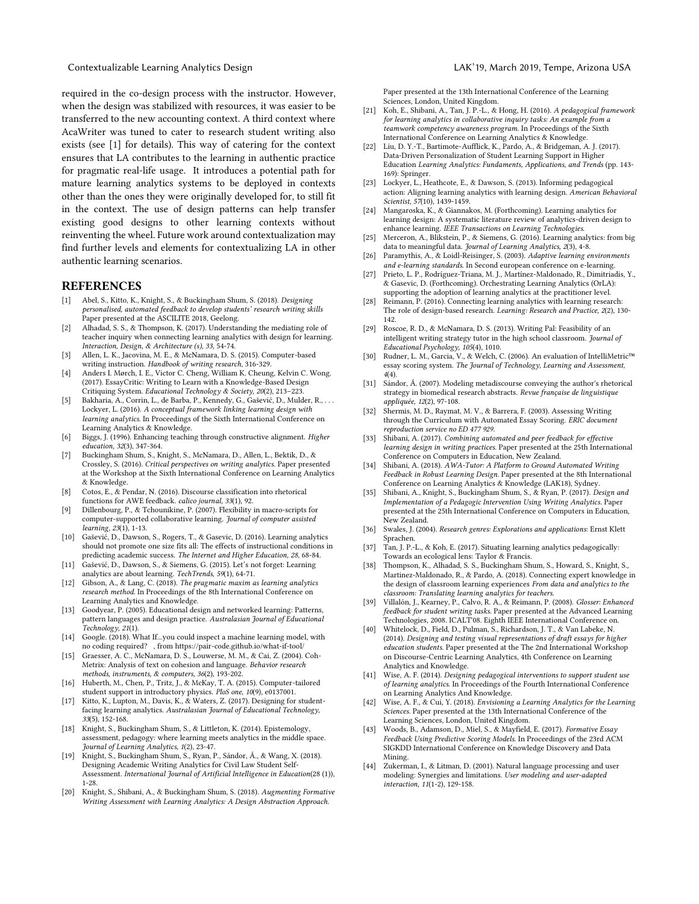required in the co-design process with the instructor. However, when the design was stabilized with resources, it was easier to be transferred to the new accounting context. A third context where AcaWriter was tuned to cater to research student writing also exists (see [1] for details). This way of catering for the context ensures that LA contributes to the learning in authentic practice for pragmatic real-life usage. It introduces a potential path for mature learning analytics systems to be deployed in contexts other than the ones they were originally developed for, to still fit in the context. The use of design patterns can help transfer existing good designs to other learning contexts without reinventing the wheel. Future work around contextualization may find further levels and elements for contextualizing LA in other authentic learning scenarios.

## REFERENCES

[1] Abel, S., Kitto, K., Knight, S., & Buckingham Shum, S. (2018). *Designing personalised, automated feedback to develop students' research writing skills* Paper presented at the ASCILITE 2018, Geelong.

[2] Alhadad, S. S., & Thompson, K. (2017). Understanding the mediating role of teacher inquiry when connecting learning analytics with design for learning. *Interaction, Design, & Architecture (s), 33*, 54-74.

[3] Allen, L. K., Jacovina, M. E., & McNamara, D. S. (2015). Computer-based writing instruction. *Handbook of writing research*, 316-329.

[4] Anders I. Mørch, I. E., Victor C. Cheng, William K. Cheung, Kelvin C. Wong. (2017). EssayCritic: Writing to Learn with a Knowledge-Based Design Critiquing System. *Educational Technology & Society, 20*(2), 213–223.

[5] Bakharia, A., Corrin, L., de Barba, P., Kennedy, G., Gašević, D., Mulder, R., . . . Lockyer, L. (2016). *A conceptual framework linking learning design with learning analytics*. In Proceedings of the Sixth International Conference on Learning Analytics & Knowledge.

[6] Biggs, J. (1996). Enhancing teaching through constructive alignment. *Higher education, 32*(3), 347-364.

[7] Buckingham Shum, S., Knight, S., McNamara, D., Allen, L., Bektik, D., & Crossley, S. (2016). *Critical perspectives on writing analytics*. Paper presented at the Workshop at the Sixth International Conference on Learning Analytics & Knowledge.

[8] Cotos, E., & Pendar, N. (2016). Discourse classification into rhetorical functions for AWE feedback. *calico journal, 33*(1), 92.

[9] Dillenbourg, P., & Tchounikine, P. (2007). Flexibility in macro-scripts for computer-supported collaborative learning. *Journal of computer assisted learning, 23*(1), 1-13.

[10] Gašević, D., Dawson, S., Rogers, T., & Gasevic, D. (2016). Learning analytics should not promote one size fits all: The effects of instructional conditions in predicting academic success. *The Internet and Higher Education, 28*, 68-84.

[11] Gašević, D., Dawson, S., & Siemens, G. (2015). Let's not forget: Learning analytics are about learning. *TechTrends, 59*(1), 64-71.

[12] Gibson, A., & Lang, C. (2018). *The pragmatic maxim as learning analytics research method*. In Proceedings of the 8th International Conference on Learning Analytics and Knowledge.

[13] Goodyear, P. (2005). Educational design and networked learning: Patterns, pattern languages and design practice. *Australasian Journal of Educational Technology, 21*(1).

[14] Google. (2018). What If...you could inspect a machine learning model, with no coding required? , from https://pair-code.github.io/what-if-tool/

[15] Graesser, A. C., McNamara, D. S., Louwerse, M. M., & Cai, Z. (2004). Coh-Metrix: Analysis of text on cohesion and language. *Behavior research methods, instruments, & computers, 36*(2), 193-202.

[16] Huberth, M., Chen, P., Tritz, J., & McKay, T. A. (2015). Computer-tailored student support in introductory physics. *PloS one, 10*(9), e0137001.

[17] Kitto, K., Lupton, M., Davis, K., & Waters, Z. (2017). Designing for student-facing learning analytics. *Australasian Journal of Educational Technology, 33*(5), 152-168.

[18] Knight, S., Buckingham Shum, S., & Littleton, K. (2014). Epistemology, assessment, pedagogy: where learning meets analytics in the middle space. *Journal of Learning Analytics, 1*(2), 23-47.

[19] Knight, S., Buckingham Shum, S., Ryan, P., Sándor, Á., & Wang, X. (2018). Designing Academic Writing Analytics for Civil Law Student Self-Assessment. *International Journal of Artificial Intelligence in Education*(28 (1)), 1-28.

[20] Knight, S., Shibani, A., & Buckingham Shum, S. (2018). *Augmenting Formative Writing Assessment with Learning Analytics: A Design Abstraction Approach*. Paper presented at the 13th International Conference of the Learning Sciences, London, United Kingdom.

[21] Koh, E., Shibani, A., Tan, J. P.-L., & Hong, H. (2016). *A pedagogical framework for learning analytics in collaborative inquiry tasks: An example from a teamwork competency awareness program*. In Proceedings of the Sixth International Conference on Learning Analytics & Knowledge.

[22] Liu, D. Y.-T., Bartimote-Aufflick, K., Pardo, A., & Bridgeman, A. J. (2017). Data-Driven Personalization of Student Learning Support in Higher Education *Learning Analytics: Fundaments, Applications, and Trends* (pp. 143-169): Springer.

[23] Lockyer, L., Heathcote, E., & Dawson, S. (2013). Informing pedagogical action: Aligning learning analytics with learning design. *American Behavioral Scientist, 57*(10), 1439-1459.

[24] Mangaroska, K., & Giannakos, M. (Forthcoming). Learning analytics for learning design: A systematic literature review of analytics-driven design to enhance learning. *IEEE Transactions on Learning Technologies*.

[25] Merceron, A., Blikstein, P., & Siemens, G. (2016). Learning analytics: from big data to meaningful data. *Journal of Learning Analytics, 2*(3), 4-8.

[26] Paramythis, A., & Loidl-Reisinger, S. (2003). *Adaptive learning environments and e-learning standards*. In Second european conference on e-learning.

[27] Prieto, L. P., Rodríguez-Triana, M. J., Martínez-Maldonado, R., Dimitriadis, Y., & Gasevic, D. (Forthcoming). Orchestrating Learning Analytics (OrLA): supporting the adoption of learning analytics at the practitioner level.

[28] Reimann, P. (2016). Connecting learning analytics with learning research: The role of design-based research. *Learning: Research and Practice, 2*(2), 130-142.

[29] Roscoe, R. D., & McNamara, D. S. (2013). Writing Pal: Feasibility of an intelligent writing strategy tutor in the high school classroom. *Journal of Educational Psychology, 105*(4), 1010.

[30] Rudner, L. M., Garcia, V., & Welch, C. (2006). An evaluation of IntelliMetric™ essay scoring system. *The Journal of Technology, Learning and Assessment, 4*(4).

[31] Sándor, Á. (2007). Modeling metadiscourse conveying the author's rhetorical strategy in biomedical research abstracts. *Revue française de linguistique appliquée, 12*(2), 97-108.

[32] Shermis, M. D., Raymat, M. V., & Barrera, F. (2003). Assessing Writing through the Curriculum with Automated Essay Scoring. *ERIC document reproduction service no ED 477 929*.

[33] Shibani, A. (2017). *Combining automated and peer feedback for effective learning design in writing practices*. Paper presented at the 25th International Conference on Computers in Education, New Zealand.

[34] Shibani, A. (2018). *AWA-Tutor: A Platform to Ground Automated Writing Feedback in Robust Learning Design*. Paper presented at the 8th International Conference on Learning Analytics & Knowledge (LAK18), Sydney.

[35] Shibani, A., Knight, S., Buckingham Shum, S., & Ryan, P. (2017). *Design and Implementation of a Pedagogic Intervention Using Writing Analytics*. Paper presented at the 25th International Conference on Computers in Education, New Zealand.

[36] Swales, J. (2004). *Research genres: Explorations and applications*: Ernst Klett Sprachen.

[37] Tan, J. P.-L., & Koh, E. (2017). Situating learning analytics pedagogically: Towards an ecological lens: Taylor & Francis.

[38] Thompson, K., Alhadad, S. S., Buckingham Shum, S., Howard, S., Knight, S., Martinez-Maldonado, R., & Pardo, A. (2018). Connecting expert knowledge in the design of classroom learning experiences *From data and analytics to the classroom: Translating learning analytics for teachers*.

[39] Villalón, J., Kearney, P., Calvo, R. A., & Reimann, P. (2008). *Glosser: Enhanced feedback for student writing tasks*. Paper presented at the Advanced Learning Technologies, 2008. ICALT'08. Eighth IEEE International Conference on.

[40] Whitelock, D., Field, D., Pulman, S., Richardson, J. T., & Van Labeke, N. (2014). *Designing and testing visual representations of draft essays for higher education students*. Paper presented at the The 2nd International Workshop on Discourse-Centric Learning Analytics, 4th Conference on Learning Analytics and Knowledge.

[41] Wise, A. F. (2014). *Designing pedagogical interventions to support student use of learning analytics*. In Proceedings of the Fourth International Conference on Learning Analytics And Knowledge.

[42] Wise, A. F., & Cui, Y. (2018). *Envisioning a Learning Analytics for the Learning Sciences*. Paper presented at the 13th International Conference of the Learning Sciences, London, United Kingdom.

[43] Woods, B., Adamson, D., Miel, S., & Mayfield, E. (2017). *Formative Essay Feedback Using Predictive Scoring Models*. In Proceedings of the 23rd ACM SIGKDD International Conference on Knowledge Discovery and Data Mining.

[44] Zukerman, I., & Litman, D. (2001). Natural language processing and user modeling: Synergies and limitations. *User modeling and user-adapted interaction, 11*(1-2), 129-158.